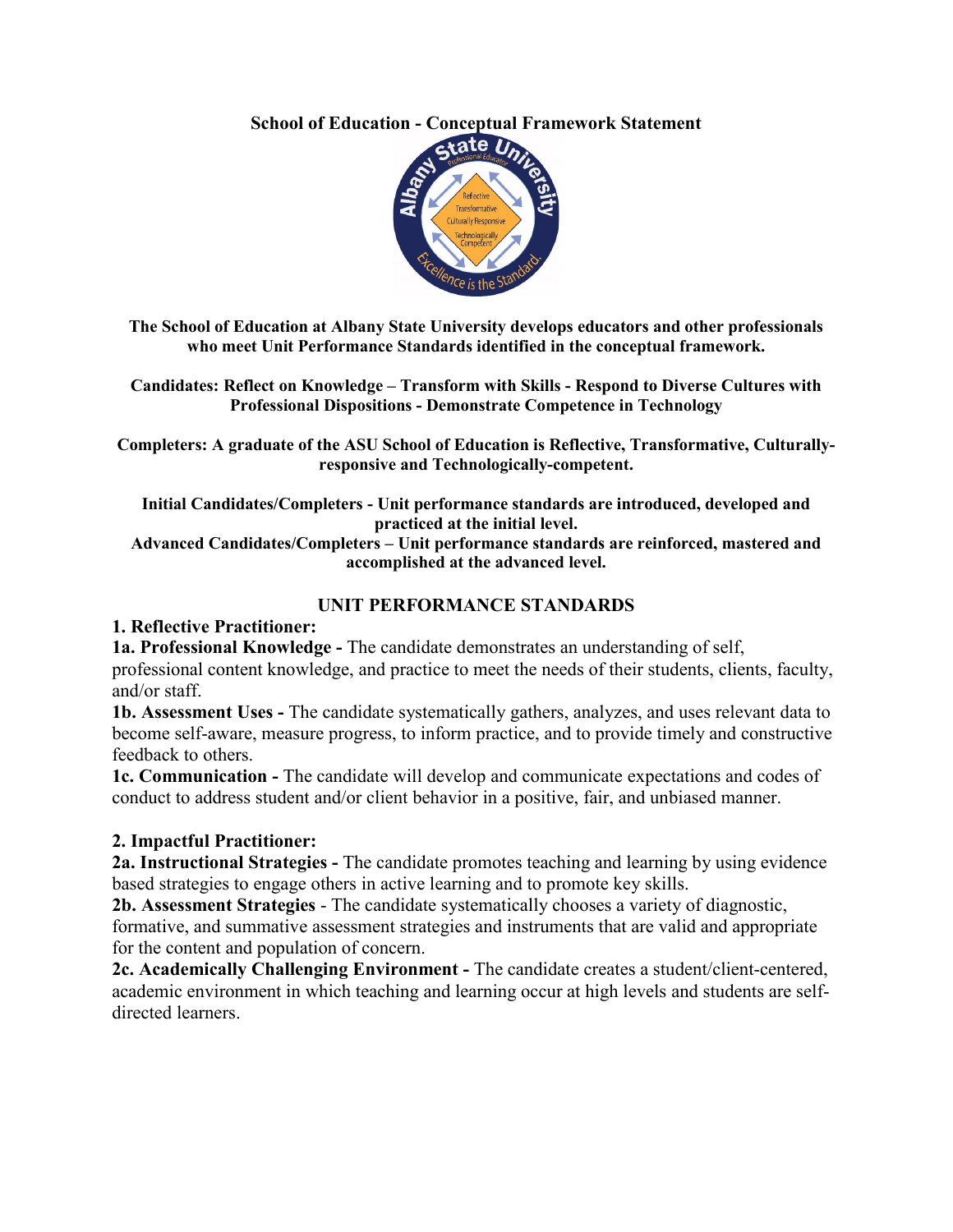# School of Education - Conceptual Framework Statement

**The School of Education at Albany State University develops educators and other professionals who meet Unit Performance Standards identified in the conceptual framework.**

**Candidates: Reflect on Knowledge – Transform with Skills - Respond to Diverse Cultures with Professional Dispositions - Demonstrate Competence in Technology**

**Completers: A graduate of the ASU School of Education is Reflective, Transformative, Culturally-responsive and Technologically-competent.**

**Initial Candidates/Completers - Unit performance standards are introduced, developed and practiced at the initial level.**
**Advanced Candidates/Completers – Unit performance standards are reinforced, mastered and accomplished at the advanced level.**

## UNIT PERFORMANCE STANDARDS

### 1. Reflective Practitioner:

**1a. Professional Knowledge -** The candidate demonstrates an understanding of self, professional content knowledge, and practice to meet the needs of their students, clients, faculty, and/or staff.

**1b. Assessment Uses -** The candidate systematically gathers, analyzes, and uses relevant data to become self-aware, measure progress, to inform practice, and to provide timely and constructive feedback to others.

**1c. Communication -** The candidate will develop and communicate expectations and codes of conduct to address student and/or client behavior in a positive, fair, and unbiased manner.

### 2. Impactful Practitioner:

**2a. Instructional Strategies -** The candidate promotes teaching and learning by using evidence based strategies to engage others in active learning and to promote key skills.

**2b. Assessment Strategies** - The candidate systematically chooses a variety of diagnostic, formative, and summative assessment strategies and instruments that are valid and appropriate for the content and population of concern.

**2c. Academically Challenging Environment -** The candidate creates a student/client-centered, academic environment in which teaching and learning occur at high levels and students are self-directed learners.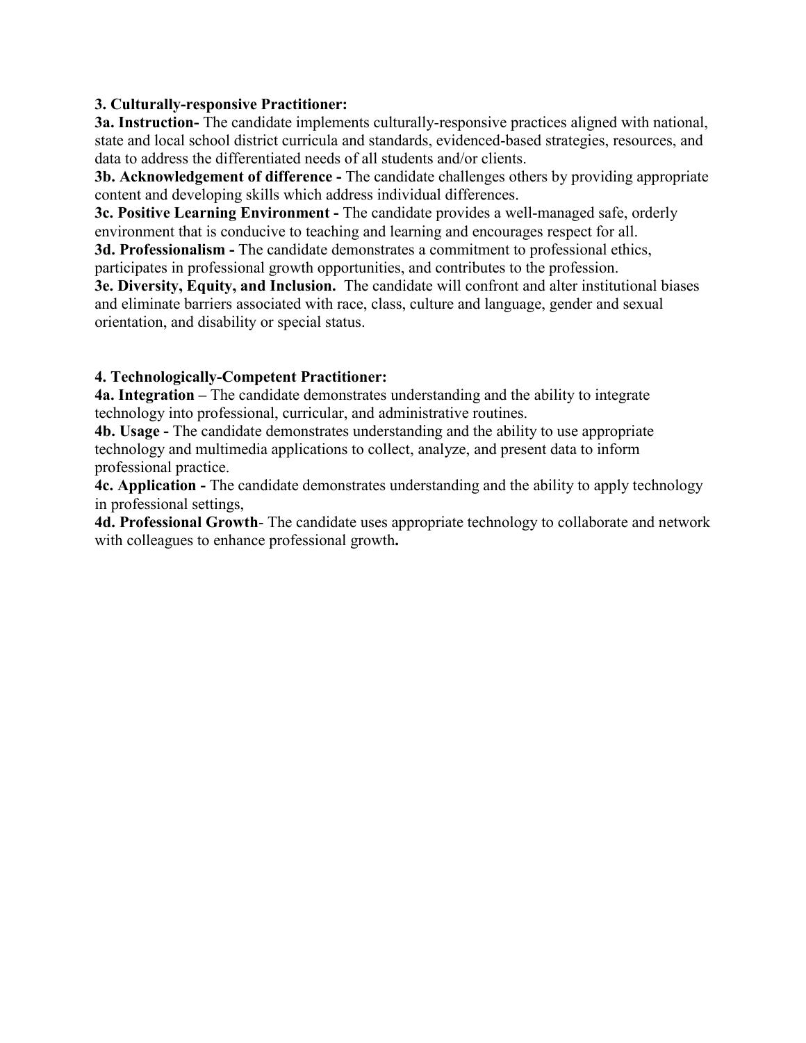**3. Culturally-responsive Practitioner:**

**3a. Instruction-** The candidate implements culturally-responsive practices aligned with national, state and local school district curricula and standards, evidenced-based strategies, resources, and data to address the differentiated needs of all students and/or clients.

**3b. Acknowledgement of difference -** The candidate challenges others by providing appropriate content and developing skills which address individual differences.

**3c. Positive Learning Environment -** The candidate provides a well-managed safe, orderly environment that is conducive to teaching and learning and encourages respect for all.

**3d. Professionalism -** The candidate demonstrates a commitment to professional ethics, participates in professional growth opportunities, and contributes to the profession.

**3e. Diversity, Equity, and Inclusion.** The candidate will confront and alter institutional biases and eliminate barriers associated with race, class, culture and language, gender and sexual orientation, and disability or special status.

**4. Technologically-Competent Practitioner:**

**4a. Integration –** The candidate demonstrates understanding and the ability to integrate technology into professional, curricular, and administrative routines.

**4b. Usage -** The candidate demonstrates understanding and the ability to use appropriate technology and multimedia applications to collect, analyze, and present data to inform professional practice.

**4c. Application -** The candidate demonstrates understanding and the ability to apply technology in professional settings,

**4d. Professional Growth**- The candidate uses appropriate technology to collaborate and network with colleagues to enhance professional growth**.**